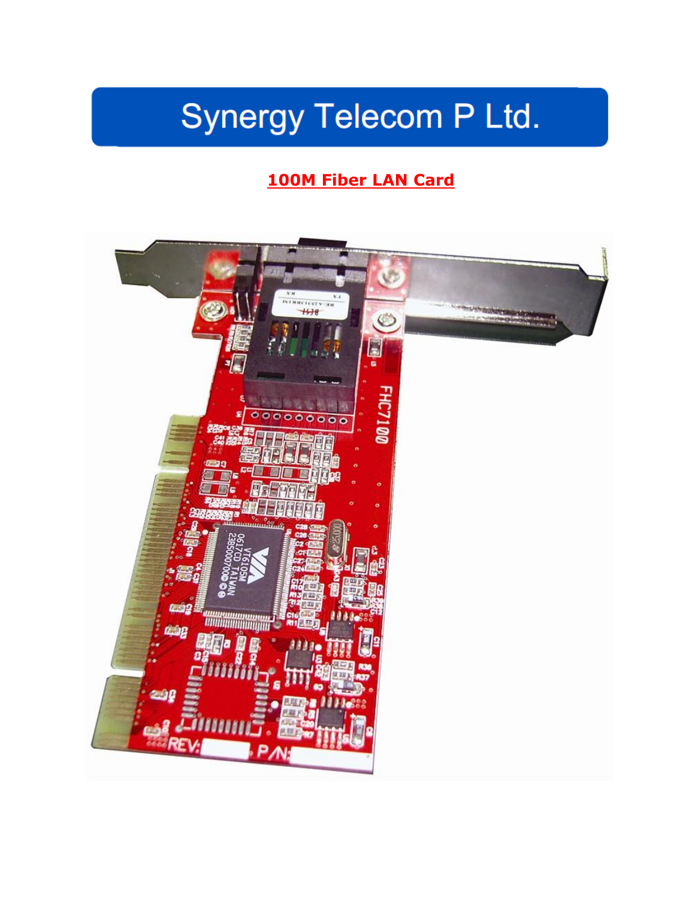# Synergy Telecom P Ltd.

## 100M Fiber LAN Card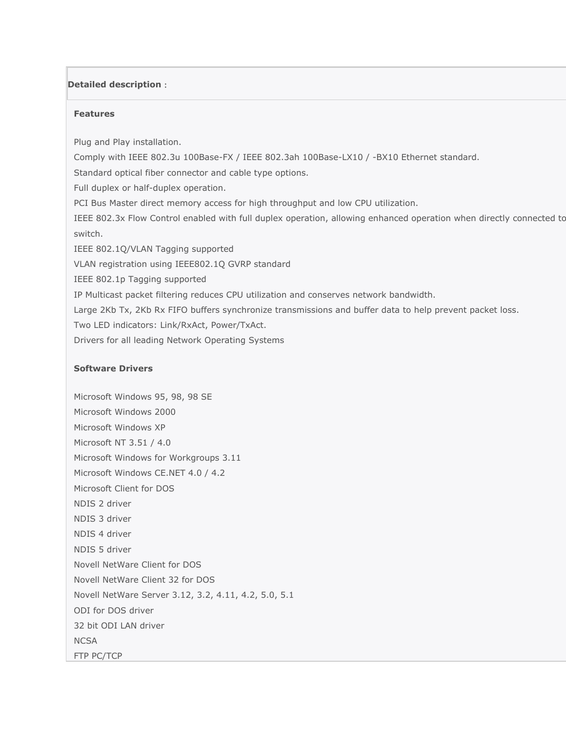**Detailed description** :

**Features**

Plug and Play installation.
Comply with IEEE 802.3u 100Base-FX / IEEE 802.3ah 100Base-LX10 / -BX10 Ethernet standard.
Standard optical fiber connector and cable type options.
Full duplex or half-duplex operation.
PCI Bus Master direct memory access for high throughput and low CPU utilization.
IEEE 802.3x Flow Control enabled with full duplex operation, allowing enhanced operation when directly connected to switch.
IEEE 802.1Q/VLAN Tagging supported
VLAN registration using IEEE802.1Q GVRP standard
IEEE 802.1p Tagging supported
IP Multicast packet filtering reduces CPU utilization and conserves network bandwidth.
Large 2Kb Tx, 2Kb Rx FIFO buffers synchronize transmissions and buffer data to help prevent packet loss.
Two LED indicators: Link/RxAct, Power/TxAct.
Drivers for all leading Network Operating Systems

**Software Drivers**

Microsoft Windows 95, 98, 98 SE
Microsoft Windows 2000
Microsoft Windows XP
Microsoft NT 3.51 / 4.0
Microsoft Windows for Workgroups 3.11
Microsoft Windows CE.NET 4.0 / 4.2
Microsoft Client for DOS
NDIS 2 driver
NDIS 3 driver
NDIS 4 driver
NDIS 5 driver
Novell NetWare Client for DOS
Novell NetWare Client 32 for DOS
Novell NetWare Server 3.12, 3.2, 4.11, 4.2, 5.0, 5.1
ODI for DOS driver
32 bit ODI LAN driver
NCSA
FTP PC/TCP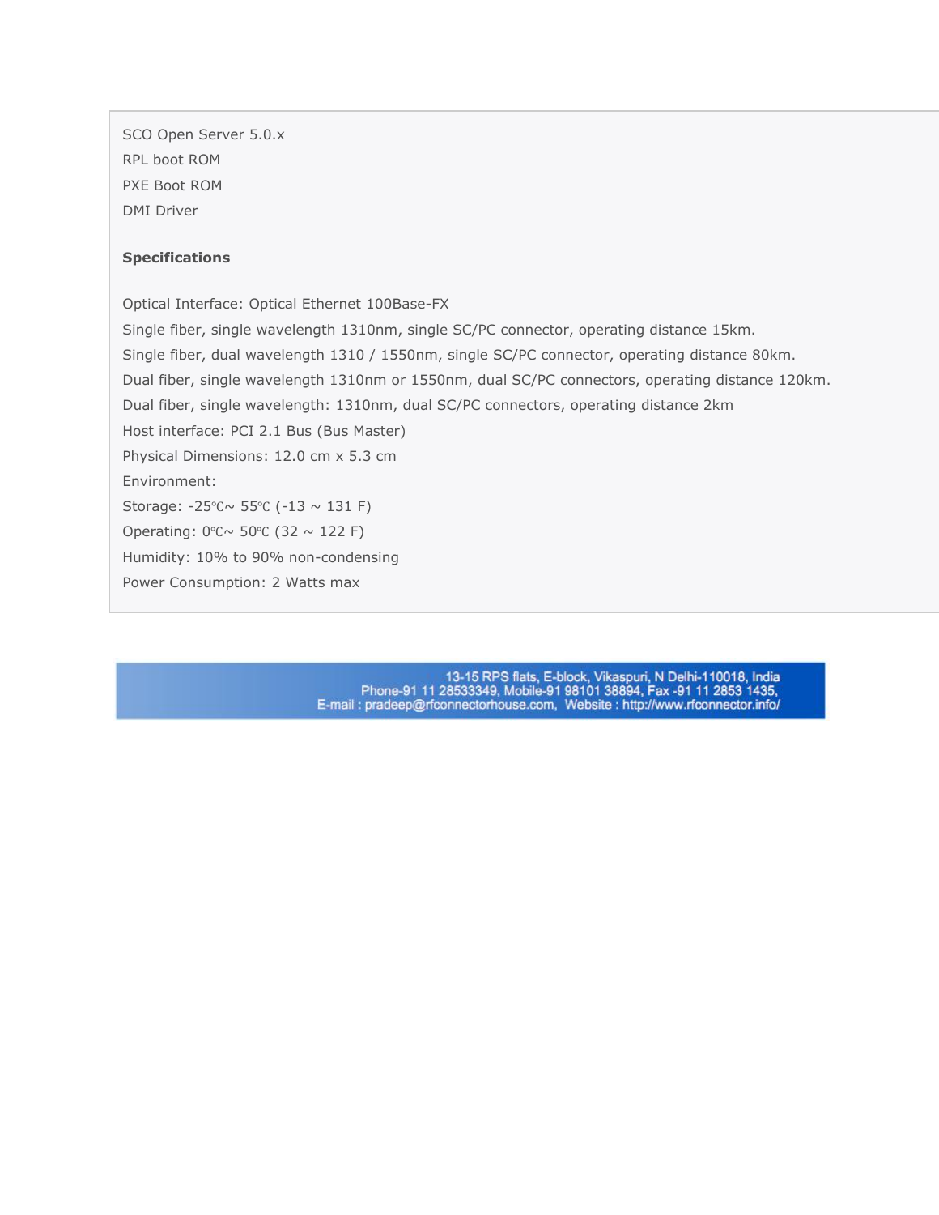SCO Open Server 5.0.x
RPL boot ROM
PXE Boot ROM
DMI Driver

**Specifications**

Optical Interface: Optical Ethernet 100Base-FX
Single fiber, single wavelength 1310nm, single SC/PC connector, operating distance 15km.
Single fiber, dual wavelength 1310 / 1550nm, single SC/PC connector, operating distance 80km.
Dual fiber, single wavelength 1310nm or 1550nm, dual SC/PC connectors, operating distance 120km.
Dual fiber, single wavelength: 1310nm, dual SC/PC connectors, operating distance 2km
Host interface: PCI 2.1 Bus (Bus Master)
Physical Dimensions: 12.0 cm x 5.3 cm
Environment:
Storage: -25℃~ 55℃ (-13 ~ 131 F)
Operating: 0℃~ 50℃ (32 ~ 122 F)
Humidity: 10% to 90% non-condensing
Power Consumption: 2 Watts max

13-15 RPS flats, E-block, Vikaspuri, N Delhi-110018, India
Phone-91 11 28533349, Mobile-91 98101 38894, Fax -91 11 2853 1435,
E-mail : pradeep@rfconnectorhouse.com, Website : http://www.rfconnector.info/